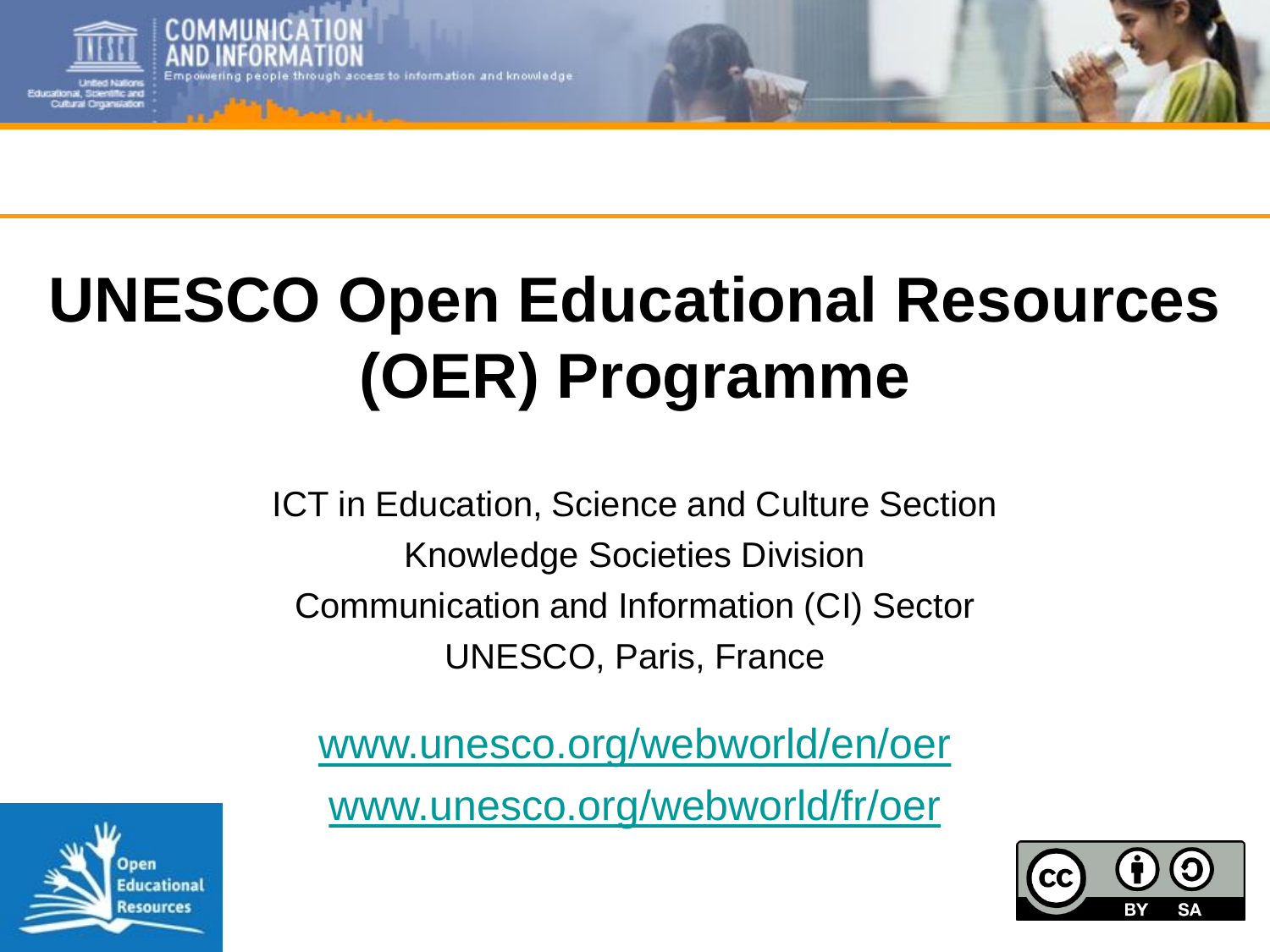# UNESCO Open Educational Resources (OER) Programme

ICT in Education, Science and Culture Section
Knowledge Societies Division
Communication and Information (CI) Sector
UNESCO, Paris, France

www.unesco.org/webworld/en/oer

www.unesco.org/webworld/fr/oer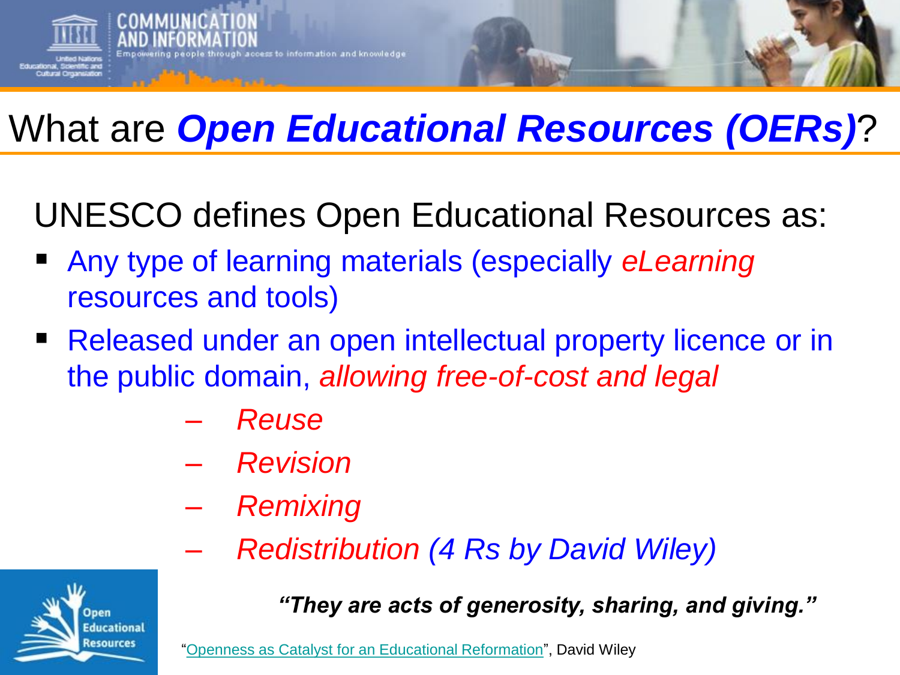# What are *Open Educational Resources (OERs)*?

UNESCO defines Open Educational Resources as:

- Any type of learning materials (especially *eLearning* resources and tools)
- Released under an open intellectual property licence or in the public domain, *allowing free-of-cost and legal*
  - *Reuse*
  - *Revision*
  - *Remixing*
  - *Redistribution (4 Rs by David Wiley)*

***"They are acts of generosity, sharing, and giving."***

"[Openness as Catalyst for an Educational Reformation]", David Wiley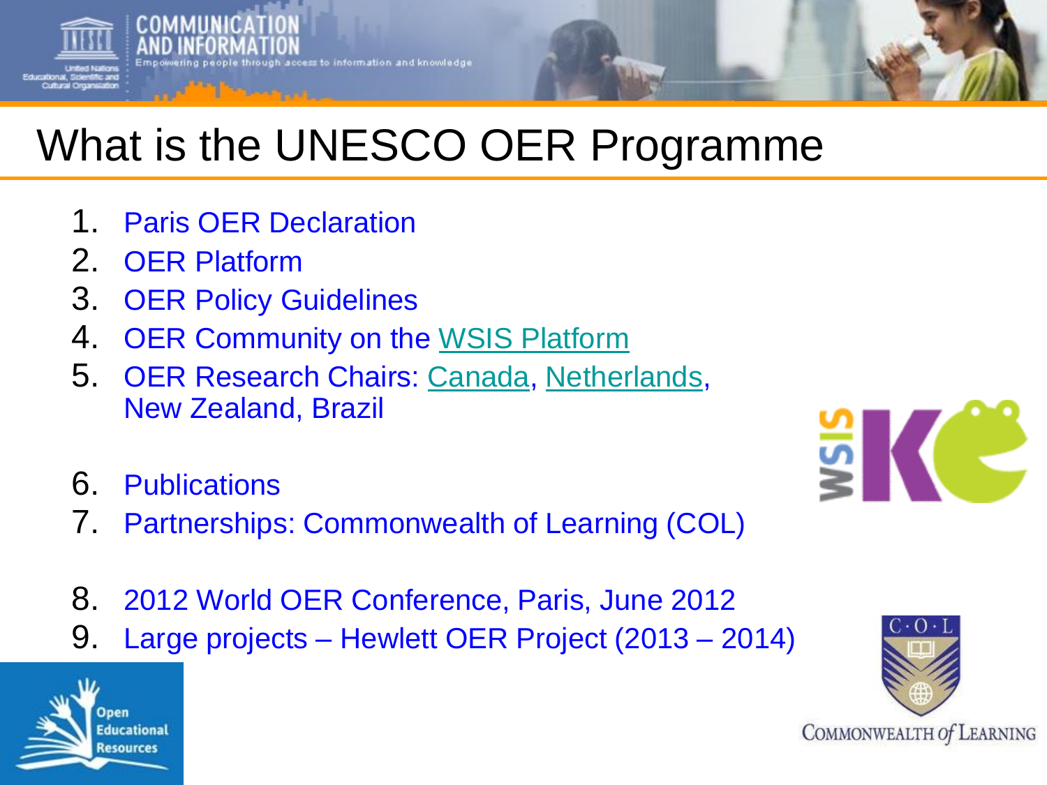# What is the UNESCO OER Programme

1. Paris OER Declaration
2. OER Platform
3. OER Policy Guidelines
4. OER Community on the WSIS Platform
5. OER Research Chairs: Canada, Netherlands, New Zealand, Brazil
6. Publications
7. Partnerships: Commonwealth of Learning (COL)
8. 2012 World OER Conference, Paris, June 2012
9. Large projects – Hewlett OER Project (2013 – 2014)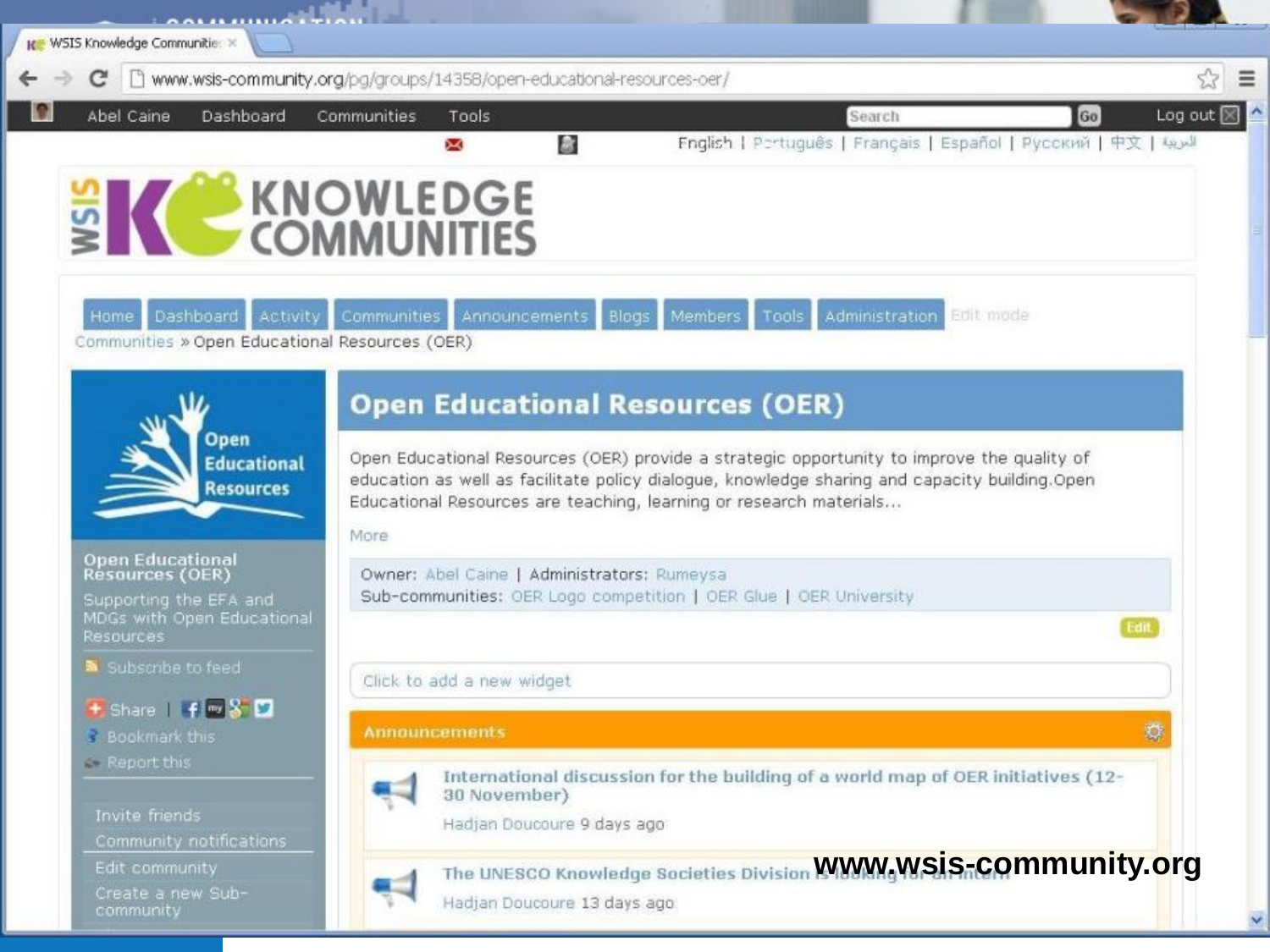WSIS Knowledge Communities

www.wsis-community.org/pg/groups/14358/open-educational-resources-oer/

Abel Caine | Dashboard | Communities | Tools | Search | Go | Log out

English | Português | Français | Español | Русский | 中文 | العربية

WSIS KNOWLEDGE COMMUNITIES

Home | Dashboard | Activity | Communities | Announcements | Blogs | Members | Tools | Administration | Edit mode

Communities » Open Educational Resources (OER)

## Open Educational Resources (OER)

Open Educational Resources (OER) provide a strategic opportunity to improve the quality of education as well as facilitate policy dialogue, knowledge sharing and capacity building.Open Educational Resources are teaching, learning or research materials...

More

Owner: Abel Caine | Administrators: Rumeysa

Sub-communities: OER Logo competition | OER Glue | OER University

Edit

Click to add a new widget

**Announcements**

- International discussion for the building of a world map of OER initiatives (12-30 November)
  Hadjan Doucoure 9 days ago
- The UNESCO Knowledge Societies Division is looking for an intern
  Hadjan Doucoure 13 days ago

Open Educational Resources

**Open Educational Resources (OER)**

Supporting the EFA and MDGs with Open Educational Resources

- Subscribe to feed
- Share
- Bookmark this
- Report this
- Invite friends
- Community notifications
- Edit community
- Create a new Sub-community

**www.wsis-community.org**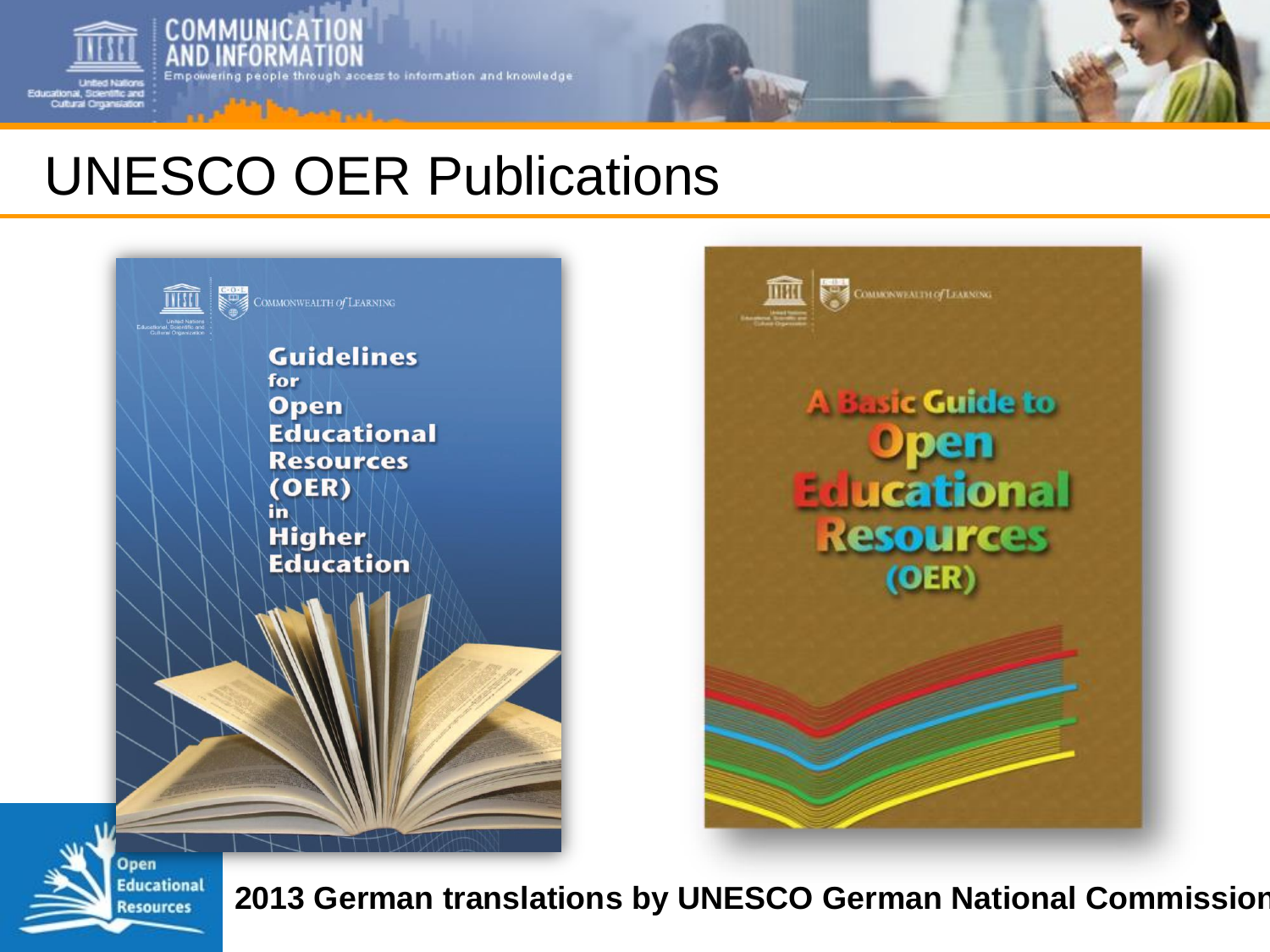# UNESCO OER Publications

Guidelines for Open Educational Resources (OER) in Higher Education

A Basic Guide to Open Educational Resources (OER)

**2013 German translations by UNESCO German National Commission**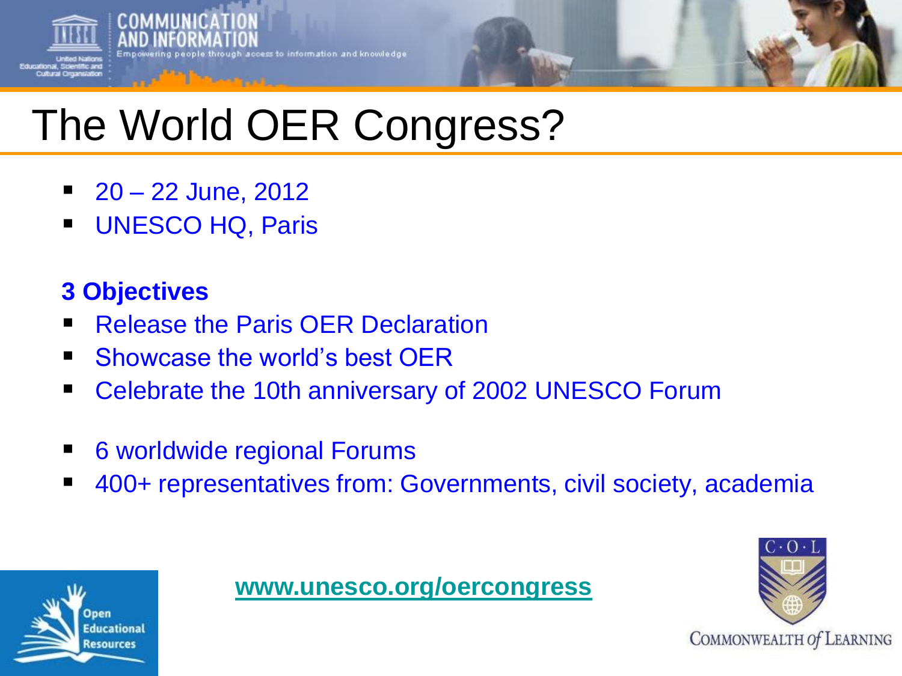# The World OER Congress?

- 20 – 22 June, 2012
- UNESCO HQ, Paris

**3 Objectives**

- Release the Paris OER Declaration
- Showcase the world's best OER
- Celebrate the 10th anniversary of 2002 UNESCO Forum

- 6 worldwide regional Forums
- 400+ representatives from: Governments, civil society, academia

www.unesco.org/oercongress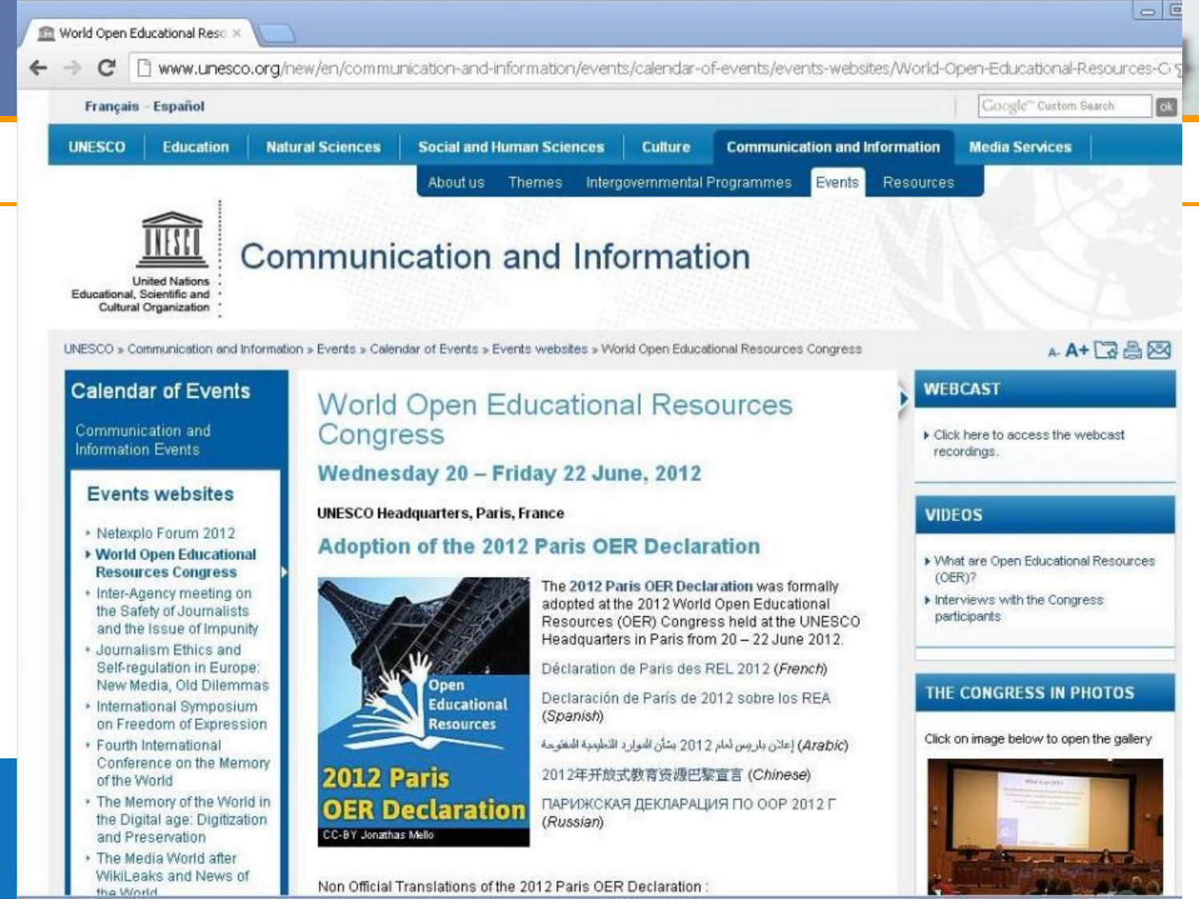World Open Educational Reso ×

www.unesco.org/new/en/communication-and-information/events/calendar-of-events/events-websites/World-Open-Educational-Resources-C

Français · Español

UNESCO | Education | Natural Sciences | Social and Human Sciences | Culture | Communication and Information | Media Services

About us | Themes | Intergovernmental Programmes | Events | Resources

United Nations Educational, Scientific and Cultural Organization

# Communication and Information

UNESCO » Communication and Information » Events » Calendar of Events » Events websites » World Open Educational Resources Congress

## Calendar of Events

Communication and Information Events

### Events websites

- Netexplo Forum 2012
- **World Open Educational Resources Congress**
- Inter-Agency meeting on the Safety of Journalists and the Issue of Impunity
- Journalism Ethics and Self-regulation in Europe: New Media, Old Dilemmas
- International Symposium on Freedom of Expression
- Fourth International Conference on the Memory of the World
- The Memory of the World in the Digital age: Digitization and Preservation
- The Media World after WikiLeaks and News of the World

# World Open Educational Resources Congress

## Wednesday 20 – Friday 22 June, 2012

**UNESCO Headquarters, Paris, France**

## Adoption of the 2012 Paris OER Declaration

Open Educational Resources

2012 Paris OER Declaration

CC-BY Jonathas Mello

The **2012 Paris OER Declaration** was formally adopted at the 2012 World Open Educational Resources (OER) Congress held at the UNESCO Headquarters in Paris from 20 – 22 June 2012.

Déclaration de Paris des REL 2012 (*French*)

Declaración de París de 2012 sobre los REA (*Spanish*)

إعلان باريس لعام 2012 بشأن الموارد التعليمية المفتوحة (*Arabic*)

2012年开放式教育资源巴黎宣言 (*Chinese*)

ПАРИЖСКАЯ ДЕКЛАРАЦИЯ ПО ООР 2012 Г (*Russian*)

Non Official Translations of the 2012 Paris OER Declaration :

## WEBCAST

- Click here to access the webcast recordings.

## VIDEOS

- What are Open Educational Resources (OER)?
- Interviews with the Congress participants

## THE CONGRESS IN PHOTOS

Click on image below to open the gallery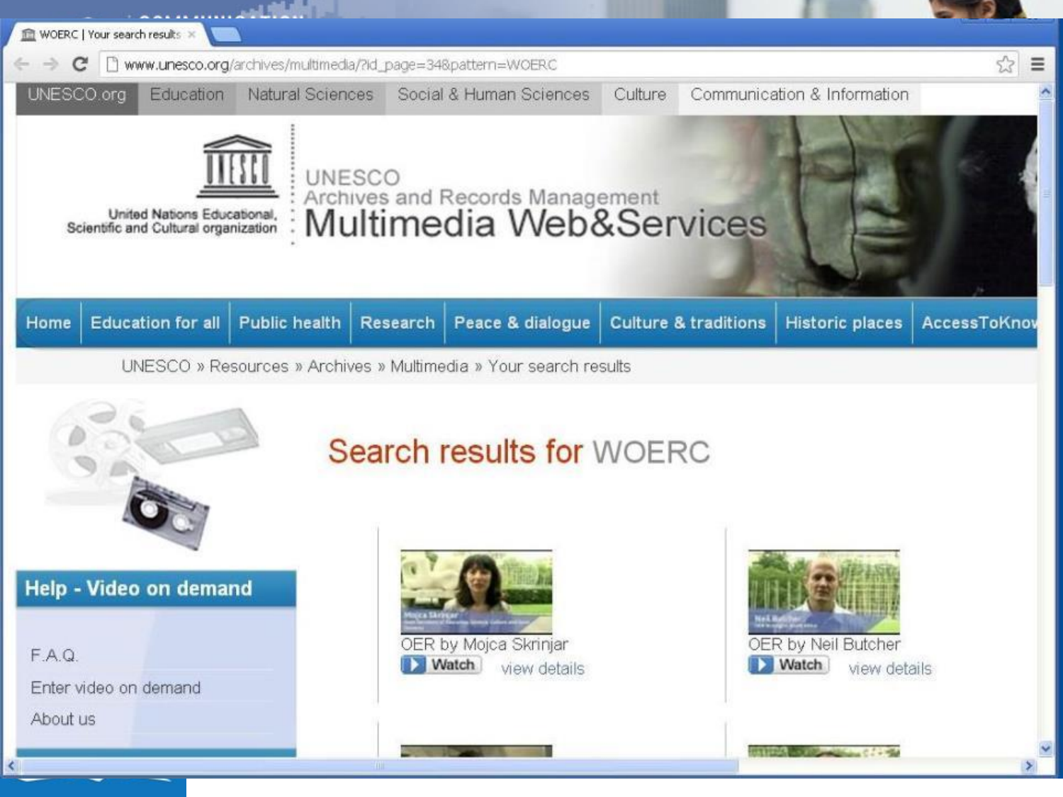WOERC | Your search results

www.unesco.org/archives/multimedia/?id_page=34&pattern=WOERC

UNESCO.org | Education | Natural Sciences | Social & Human Sciences | Culture | Communication & Information

United Nations Educational, Scientific and Cultural organization

UNESCO
Archives and Records Management
Multimedia Web&Services

Home | Education for all | Public health | Research | Peace & dialogue | Culture & traditions | Historic places | AccessToKnow

UNESCO » Resources » Archives » Multimedia » Your search results

# Search results for WOERC

## Help - Video on demand

- F.A.Q.
- Enter video on demand
- About us

OER by Mojca Skrinjar
Watch | view details

OER by Neil Butcher
Watch | view details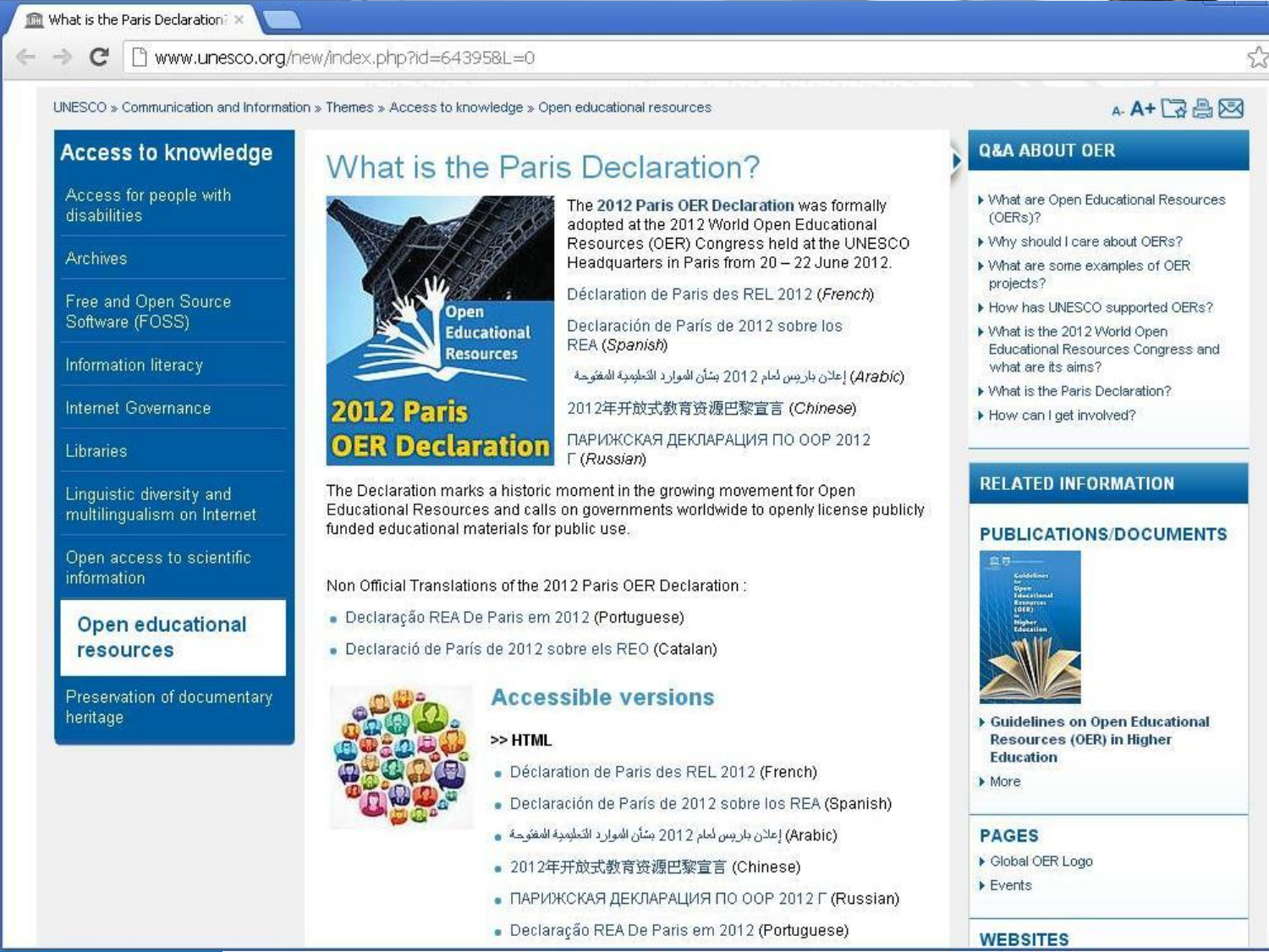UNESCO » Communication and Information » Themes » Access to knowledge » Open educational resources

## Access to knowledge

- Access for people with disabilities
- Archives
- Free and Open Source Software (FOSS)
- Information literacy
- Internet Governance
- Libraries
- Linguistic diversity and multilingualism on Internet
- Open access to scientific information
- **Open educational resources**
- Preservation of documentary heritage

# What is the Paris Declaration?

The **2012 Paris OER Declaration** was formally adopted at the 2012 World Open Educational Resources (OER) Congress held at the UNESCO Headquarters in Paris from 20 – 22 June 2012.

Déclaration de Paris des REL 2012 *(French)*

Declaración de París de 2012 sobre los REA *(Spanish)*

إعلان باريس لعام 2012 بشأن الموارد التعليمية المفتوحة *(Arabic)*

2012年开放式教育资源巴黎宣言 *(Chinese)*

ПАРИЖСКАЯ ДЕКЛАРАЦИЯ ПО ООР 2012 Г *(Russian)*

The Declaration marks a historic moment in the growing movement for Open Educational Resources and calls on governments worldwide to openly license publicly funded educational materials for public use.

Non Official Translations of the 2012 Paris OER Declaration :

- Declaração REA De Paris em 2012 (Portuguese)
- Declaració de París de 2012 sobre els REO (Catalan)

## Accessible versions

**>> HTML**

- Déclaration de Paris des REL 2012 (French)
- Declaración de París de 2012 sobre los REA (Spanish)
- إعلان باريس لعام 2012 بشأن الموارد التعليمية المفتوحة (Arabic)
- 2012年开放式教育资源巴黎宣言 (Chinese)
- ПАРИЖСКАЯ ДЕКЛАРАЦИЯ ПО ООР 2012 Г (Russian)
- Declaração REA De Paris em 2012 (Portuguese)

## Q&A ABOUT OER

- What are Open Educational Resources (OERs)?
- Why should I care about OERs?
- What are some examples of OER projects?
- How has UNESCO supported OERs?
- What is the 2012 World Open Educational Resources Congress and what are its aims?
- What is the Paris Declaration?
- How can I get involved?

## RELATED INFORMATION

### PUBLICATIONS/DOCUMENTS

- **Guidelines on Open Educational Resources (OER) in Higher Education**
- More

### PAGES

- Global OER Logo
- Events

### WEBSITES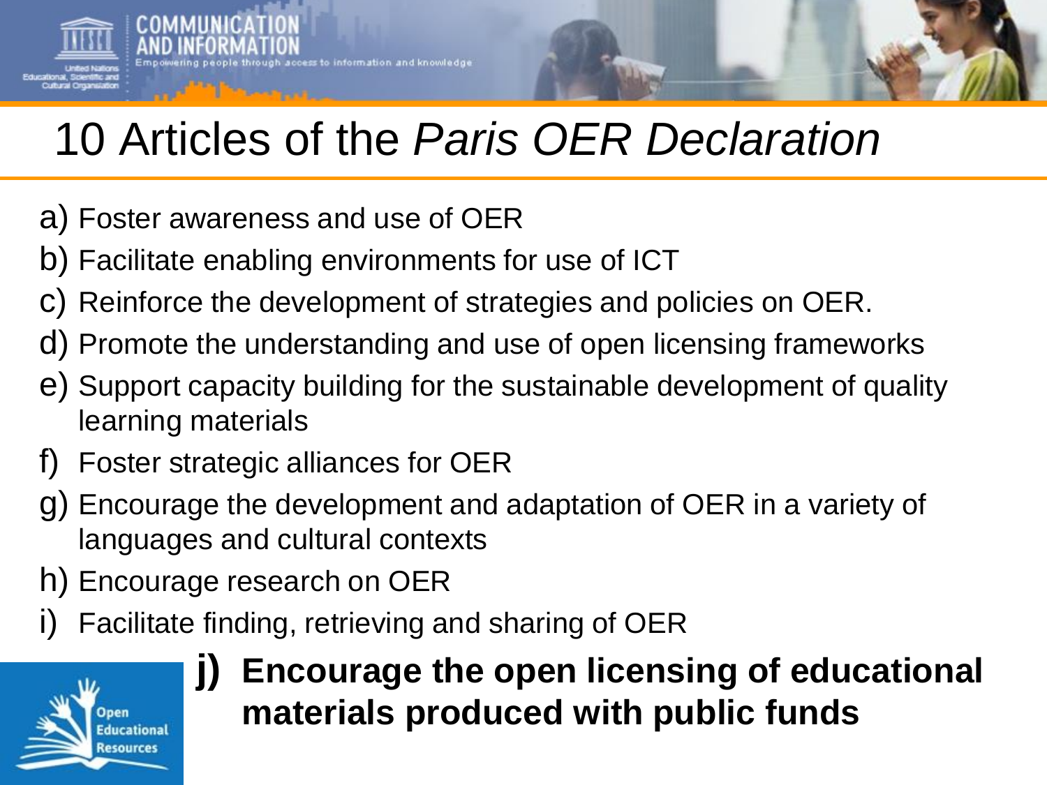# 10 Articles of the *Paris OER Declaration*

a) Foster awareness and use of OER

b) Facilitate enabling environments for use of ICT

c) Reinforce the development of strategies and policies on OER.

d) Promote the understanding and use of open licensing frameworks

e) Support capacity building for the sustainable development of quality learning materials

f) Foster strategic alliances for OER

g) Encourage the development and adaptation of OER in a variety of languages and cultural contexts

h) Encourage research on OER

i) Facilitate finding, retrieving and sharing of OER

**j) Encourage the open licensing of educational materials produced with public funds**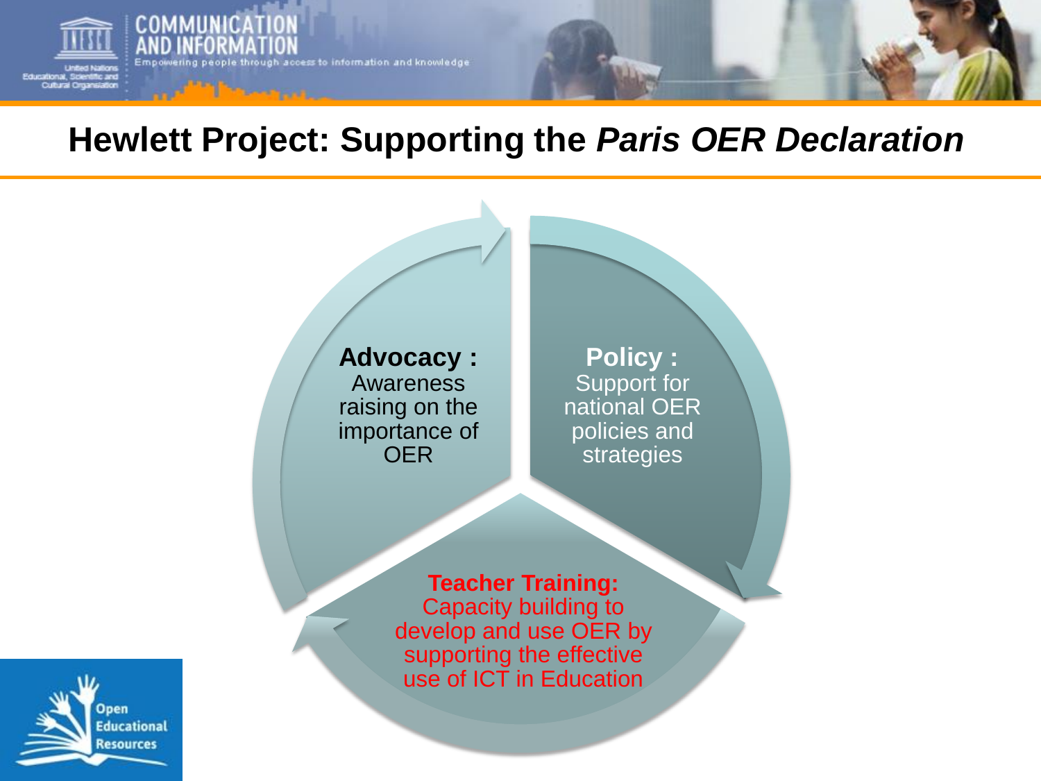# Hewlett Project: Supporting the *Paris OER Declaration*

**Advocacy :** Awareness raising on the importance of OER

**Policy :** Support for national OER policies and strategies

**Teacher Training:** Capacity building to develop and use OER by supporting the effective use of ICT in Education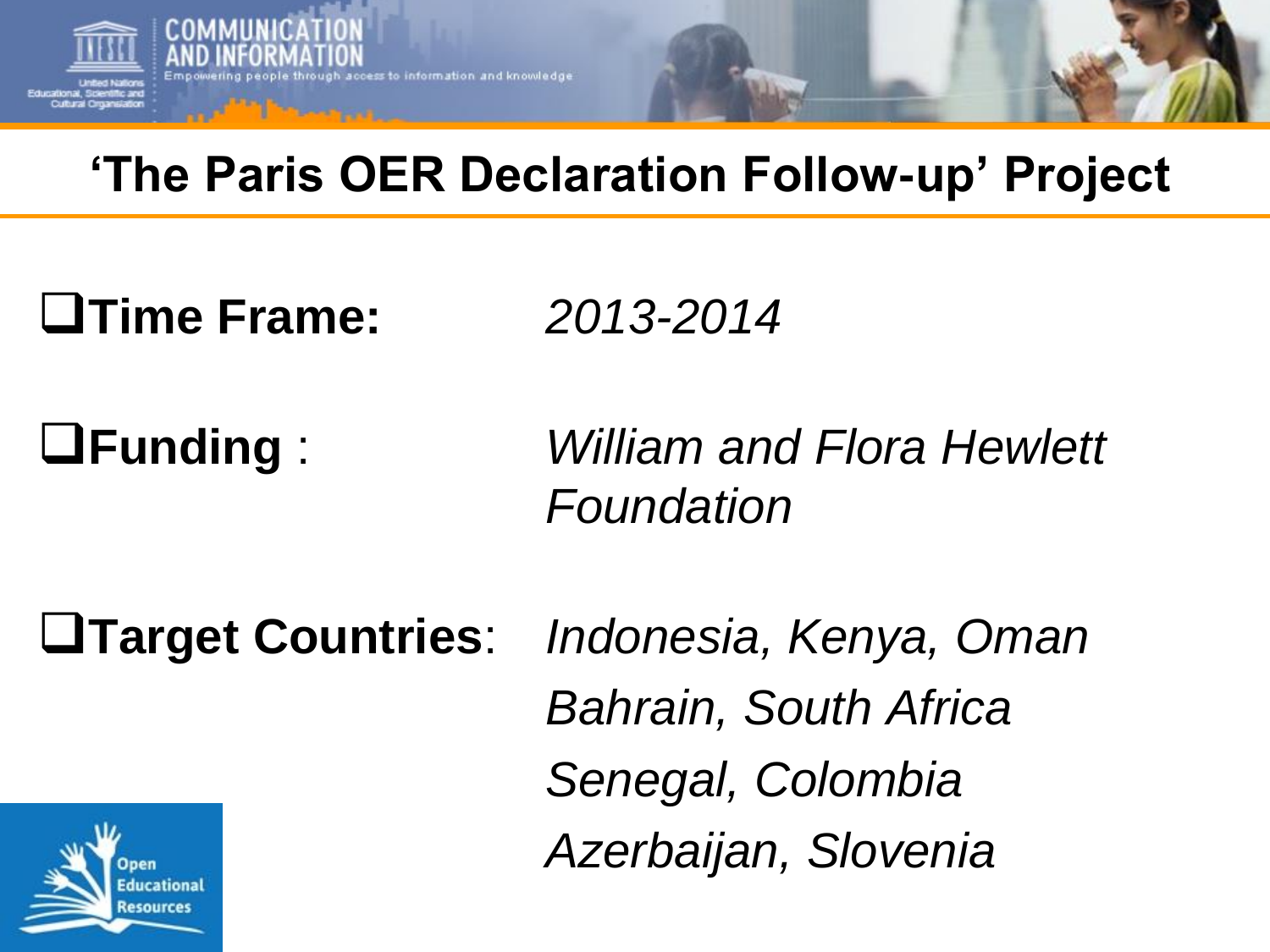# 'The Paris OER Declaration Follow-up' Project

- **Time Frame:** *2013-2014*
- **Funding** : *William and Flora Hewlett Foundation*
- **Target Countries**: *Indonesia, Kenya, Oman Bahrain, South Africa Senegal, Colombia Azerbaijan, Slovenia*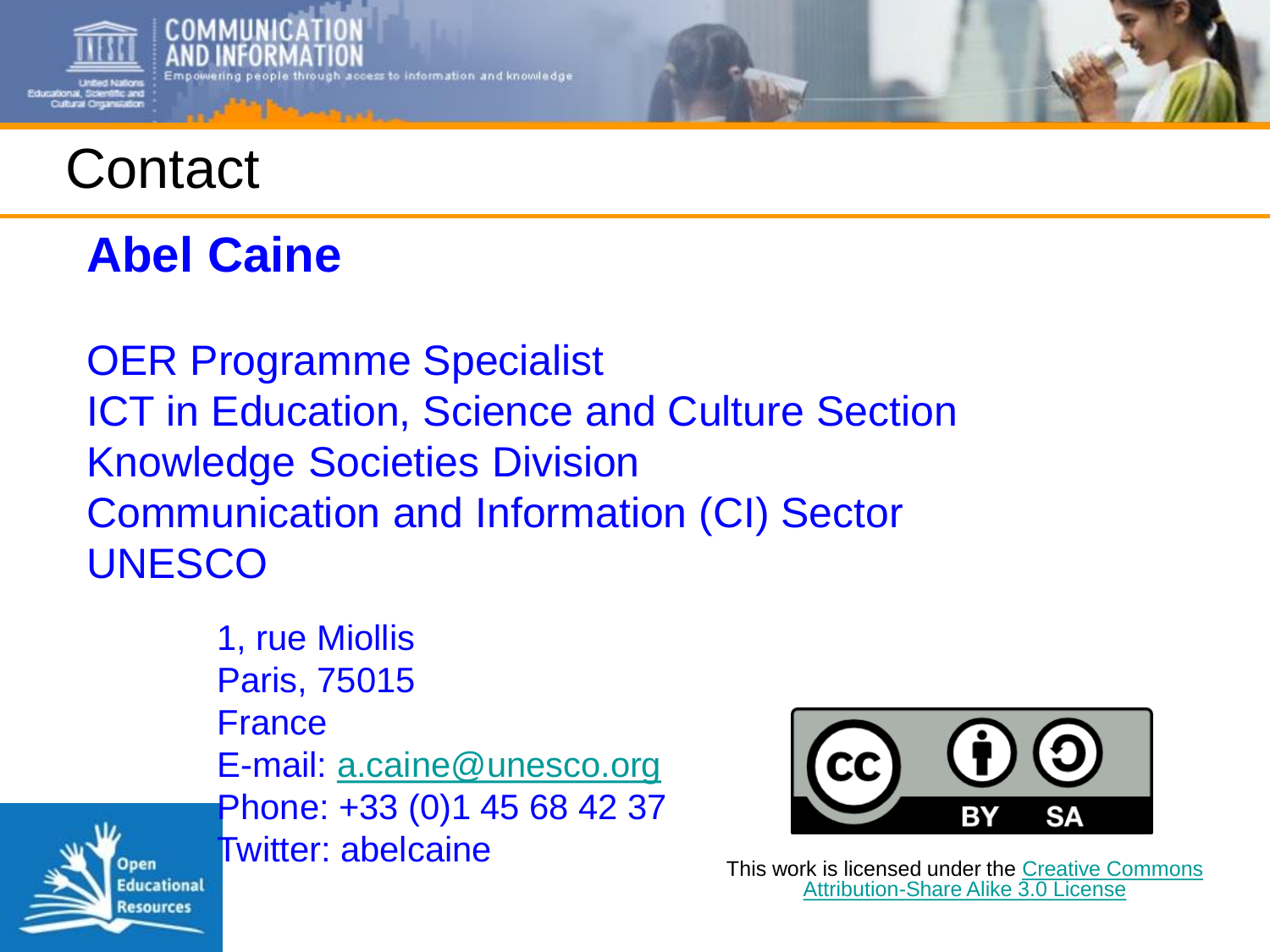# Contact

## Abel Caine

OER Programme Specialist
ICT in Education, Science and Culture Section
Knowledge Societies Division
Communication and Information (CI) Sector
UNESCO

1, rue Miollis
Paris, 75015
France
E-mail: a.caine@unesco.org
Phone: +33 (0)1 45 68 42 37
Twitter: abelcaine

This work is licensed under the Creative Commons Attribution-Share Alike 3.0 License